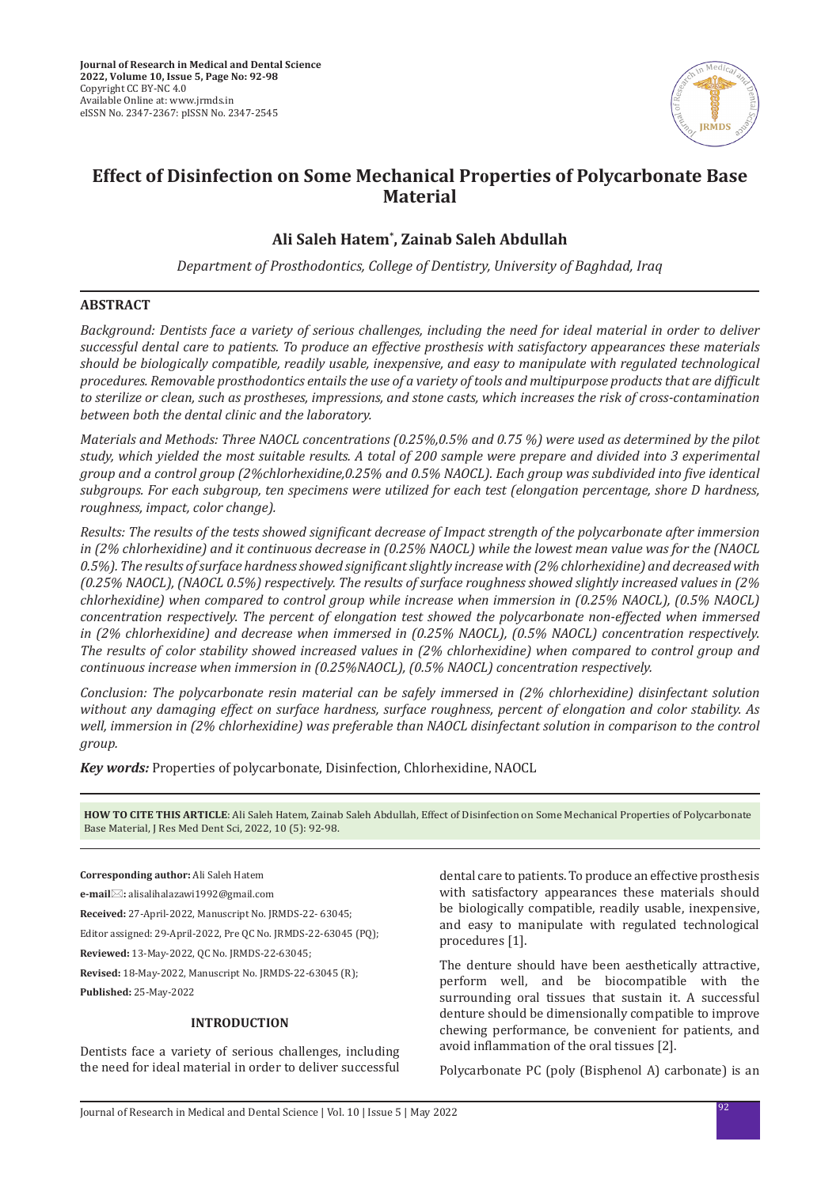# Effect of Disinfection on Some Mechanical Properties of Polycarbonate Base Material

## Ali Saleh Hatem*, Zainab Saleh Abdullah

*Department of Prosthodontics, College of Dentistry, University of Baghdad, Iraq*

## ABSTRACT

*Background: Dentists face a variety of serious challenges, including the need for ideal material in order to deliver successful dental care to patients. To produce an effective prosthesis with satisfactory appearances these materials should be biologically compatible, readily usable, inexpensive, and easy to manipulate with regulated technological procedures. Removable prosthodontics entails the use of a variety of tools and multipurpose products that are difficult to sterilize or clean, such as prostheses, impressions, and stone casts, which increases the risk of cross-contamination between both the dental clinic and the laboratory.*

*Materials and Methods: Three NAOCL concentrations (0.25%,0.5% and 0.75 %) were used as determined by the pilot study, which yielded the most suitable results. A total of 200 sample were prepare and divided into 3 experimental group and a control group (2%chlorhexidine,0.25% and 0.5% NAOCL). Each group was subdivided into five identical subgroups. For each subgroup, ten specimens were utilized for each test (elongation percentage, shore D hardness, roughness, impact, color change).*

*Results: The results of the tests showed significant decrease of Impact strength of the polycarbonate after immersion in (2% chlorhexidine) and it continuous decrease in (0.25% NAOCL) while the lowest mean value was for the (NAOCL 0.5%). The results of surface hardness showed significant slightly increase with (2% chlorhexidine) and decreased with (0.25% NAOCL), (NAOCL 0.5%) respectively. The results of surface roughness showed slightly increased values in (2% chlorhexidine) when compared to control group while increase when immersion in (0.25% NAOCL), (0.5% NAOCL) concentration respectively. The percent of elongation test showed the polycarbonate non-effected when immersed in (2% chlorhexidine) and decrease when immersed in (0.25% NAOCL), (0.5% NAOCL) concentration respectively. The results of color stability showed increased values in (2% chlorhexidine) when compared to control group and continuous increase when immersion in (0.25%NAOCL), (0.5% NAOCL) concentration respectively.*

*Conclusion: The polycarbonate resin material can be safely immersed in (2% chlorhexidine) disinfectant solution without any damaging effect on surface hardness, surface roughness, percent of elongation and color stability. As well, immersion in (2% chlorhexidine) was preferable than NAOCL disinfectant solution in comparison to the control group.*

***Key words:*** Properties of polycarbonate, Disinfection, Chlorhexidine, NAOCL

**HOW TO CITE THIS ARTICLE**: Ali Saleh Hatem, Zainab Saleh Abdullah, Effect of Disinfection on Some Mechanical Properties of Polycarbonate Base Material, J Res Med Dent Sci, 2022, 10 (5): 92-98.

**Corresponding author:** Ali Saleh Hatem

**e-mail:** alisalihalazawi1992@gmail.com

**Received:** 27-April-2022, Manuscript No. JRMDS-22- 63045;

Editor assigned: 29-April-2022, Pre QC No. JRMDS-22-63045 (PQ);

**Reviewed:** 13-May-2022, QC No. JRMDS-22-63045;

**Revised:** 18-May-2022, Manuscript No. JRMDS-22-63045 (R);

**Published:** 25-May-2022

## INTRODUCTION

Dentists face a variety of serious challenges, including the need for ideal material in order to deliver successful dental care to patients. To produce an effective prosthesis with satisfactory appearances these materials should be biologically compatible, readily usable, inexpensive, and easy to manipulate with regulated technological procedures [1].

The denture should have been aesthetically attractive, perform well, and be biocompatible with the surrounding oral tissues that sustain it. A successful denture should be dimensionally compatible to improve chewing performance, be convenient for patients, and avoid inflammation of the oral tissues [2].

Polycarbonate PC (poly (Bisphenol A) carbonate) is an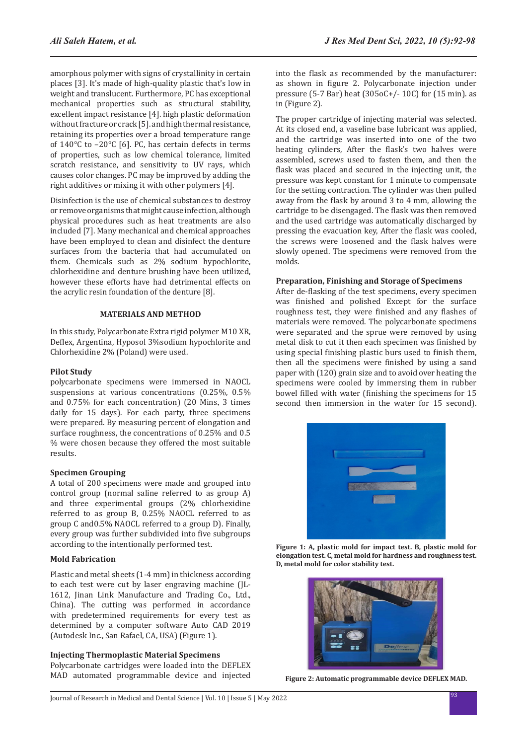amorphous polymer with signs of crystallinity in certain places [3]. It's made of high-quality plastic that's low in weight and translucent. Furthermore, PC has exceptional mechanical properties such as structural stability, excellent impact resistance [4]. high plastic deformation without fracture or crack [5]. and high thermal resistance, retaining its properties over a broad temperature range of 140°C to –20°C [6]. PC, has certain defects in terms of properties, such as low chemical tolerance, limited scratch resistance, and sensitivity to UV rays, which causes color changes. PC may be improved by adding the right additives or mixing it with other polymers [4].

Disinfection is the use of chemical substances to destroy or remove organisms that might cause infection, although physical procedures such as heat treatments are also included [7]. Many mechanical and chemical approaches have been employed to clean and disinfect the denture surfaces from the bacteria that had accumulated on them. Chemicals such as 2% sodium hypochlorite, chlorhexidine and denture brushing have been utilized, however these efforts have had detrimental effects on the acrylic resin foundation of the denture [8].

## MATERIALS AND METHOD

In this study, Polycarbonate Extra rigid polymer M10 XR, Deflex, Argentina, Hyposol 3%sodium hypochlorite and Chlorhexidine 2% (Poland) were used.

### Pilot Study

polycarbonate specimens were immersed in NAOCL suspensions at various concentrations (0.25%, 0.5% and 0.75% for each concentration) (20 Mins, 3 times daily for 15 days). For each party, three specimens were prepared. By measuring percent of elongation and surface roughness, the concentrations of 0.25% and 0.5 % were chosen because they offered the most suitable results.

### Specimen Grouping

A total of 200 specimens were made and grouped into control group (normal saline referred to as group A) and three experimental groups (2% chlorhexidine referred to as group B, 0.25% NAOCL referred to as group C and0.5% NAOCL referred to a group D). Finally, every group was further subdivided into five subgroups according to the intentionally performed test.

### Mold Fabrication

Plastic and metal sheets (1-4 mm) in thickness according to each test were cut by laser engraving machine (JL-1612, Jinan Link Manufacture and Trading Co., Ltd., China). The cutting was performed in accordance with predetermined requirements for every test as determined by a computer software Auto CAD 2019 (Autodesk Inc., San Rafael, CA, USA) (Figure 1).

### Injecting Thermoplastic Material Specimens

Polycarbonate cartridges were loaded into the DEFLEX MAD automated programmable device and injected into the flask as recommended by the manufacturer: as shown in figure 2. Polycarbonate injection under pressure (5-7 Bar) heat (305oC+/- 10C) for (15 min). as in (Figure 2).

The proper cartridge of injecting material was selected. At its closed end, a vaseline base lubricant was applied, and the cartridge was inserted into one of the two heating cylinders, After the flask's two halves were assembled, screws used to fasten them, and then the flask was placed and secured in the injecting unit, the pressure was kept constant for 1 minute to compensate for the setting contraction. The cylinder was then pulled away from the flask by around 3 to 4 mm, allowing the cartridge to be disengaged. The flask was then removed and the used cartridge was automatically discharged by pressing the evacuation key, After the flask was cooled, the screws were loosened and the flask halves were slowly opened. The specimens were removed from the molds.

### Preparation, Finishing and Storage of Specimens

After de-flasking of the test specimens, every specimen was finished and polished Except for the surface roughness test, they were finished and any flashes of materials were removed. The polycarbonate specimens were separated and the sprue were removed by using metal disk to cut it then each specimen was finished by using special finishing plastic burs used to finish them, then all the specimens were finished by using a sand paper with (120) grain size and to avoid over heating the specimens were cooled by immersing them in rubber bowel filled with water (finishing the specimens for 15 second then immersion in the water for 15 second).

**Figure 1: A, plastic mold for impact test. B, plastic mold for elongation test. C, metal mold for hardness and roughness test. D, metal mold for color stability test.**

**Figure 2: Automatic programmable device DEFLEX MAD.**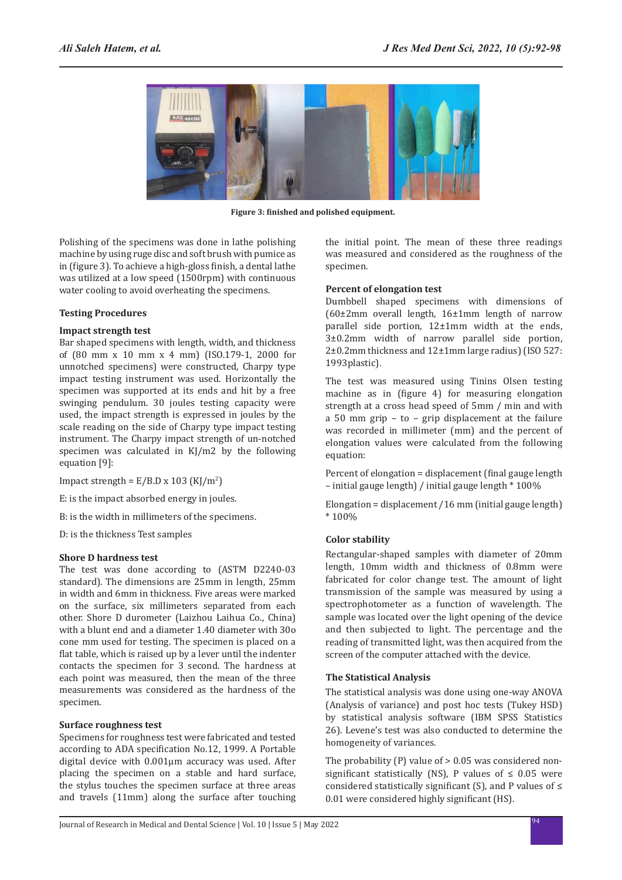Figure 3: finished and polished equipment.

Polishing of the specimens was done in lathe polishing machine by using ruge disc and soft brush with pumice as in (figure 3). To achieve a high-gloss finish, a dental lathe was utilized at a low speed (1500rpm) with continuous water cooling to avoid overheating the specimens.

### Testing Procedures

#### Impact strength test

Bar shaped specimens with length, width, and thickness of (80 mm x 10 mm x 4 mm) (ISO.179-1, 2000 for unnotched specimens) were constructed, Charpy type impact testing instrument was used. Horizontally the specimen was supported at its ends and hit by a free swinging pendulum. 30 joules testing capacity were used, the impact strength is expressed in joules by the scale reading on the side of Charpy type impact testing instrument. The Charpy impact strength of un-notched specimen was calculated in KJ/m2 by the following equation [9]:

Impact strength = E/B.D x 103 ($KJ/m^2$)

E: is the impact absorbed energy in joules.

B: is the width in millimeters of the specimens.

D: is the thickness Test samples

#### Shore D hardness test

The test was done according to (ASTM D2240-03 standard). The dimensions are 25mm in length, 25mm in width and 6mm in thickness. Five areas were marked on the surface, six millimeters separated from each other. Shore D durometer (Laizhou Laihua Co., China) with a blunt end and a diameter 1.40 diameter with 30o cone mm used for testing. The specimen is placed on a flat table, which is raised up by a lever until the indenter contacts the specimen for 3 second. The hardness at each point was measured, then the mean of the three measurements was considered as the hardness of the specimen.

#### Surface roughness test

Specimens for roughness test were fabricated and tested according to ADA specification No.12, 1999. A Portable digital device with 0.001µm accuracy was used. After placing the specimen on a stable and hard surface, the stylus touches the specimen surface at three areas and travels (11mm) along the surface after touching the initial point. The mean of these three readings was measured and considered as the roughness of the specimen.

#### Percent of elongation test

Dumbbell shaped specimens with dimensions of (60±2mm overall length, 16±1mm length of narrow parallel side portion, 12±1mm width at the ends, 3±0.2mm width of narrow parallel side portion, 2±0.2mm thickness and 12±1mm large radius) (ISO 527: 1993plastic).

The test was measured using Tinins Olsen testing machine as in (figure 4) for measuring elongation strength at a cross head speed of 5mm / min and with a 50 mm grip – to – grip displacement at the failure was recorded in millimeter (mm) and the percent of elongation values were calculated from the following equation:

Percent of elongation = displacement (final gauge length – initial gauge length) / initial gauge length * 100%

Elongation = displacement / 16 mm (initial gauge length) * 100%

#### Color stability

Rectangular-shaped samples with diameter of 20mm length, 10mm width and thickness of 0.8mm were fabricated for color change test. The amount of light transmission of the sample was measured by using a spectrophotometer as a function of wavelength. The sample was located over the light opening of the device and then subjected to light. The percentage and the reading of transmitted light, was then acquired from the screen of the computer attached with the device.

### The Statistical Analysis

The statistical analysis was done using one-way ANOVA (Analysis of variance) and post hoc tests (Tukey HSD) by statistical analysis software (IBM SPSS Statistics 26). Levene's test was also conducted to determine the homogeneity of variances.

The probability (P) value of > 0.05 was considered non-significant statistically (NS), P values of ≤ 0.05 were considered statistically significant (S), and P values of ≤ 0.01 were considered highly significant (HS).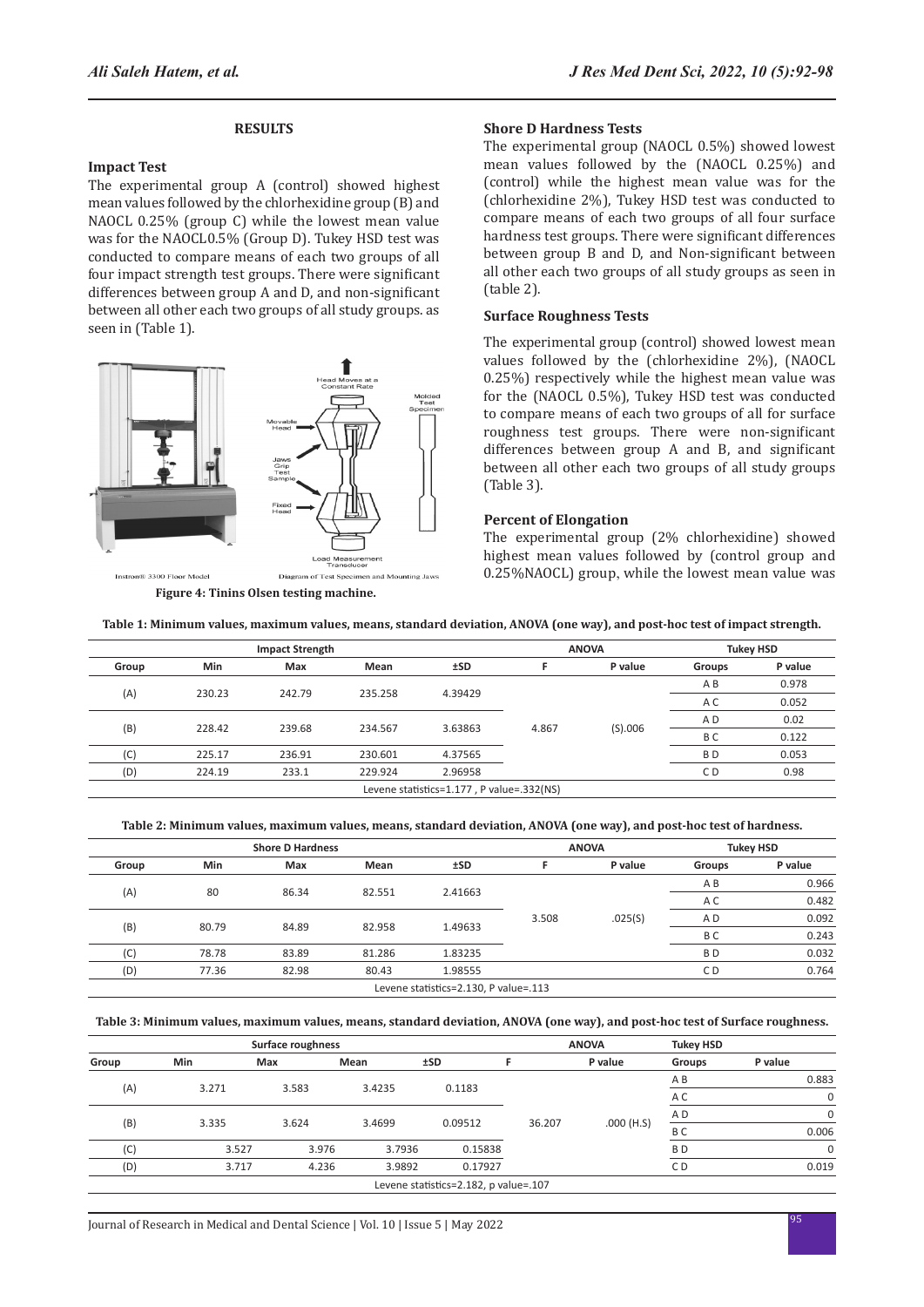## RESULTS

### Impact Test

The experimental group A (control) showed highest mean values followed by the chlorhexidine group (B) and NAOCL 0.25% (group C) while the lowest mean value was for the NAOCL0.5% (Group D). Tukey HSD test was conducted to compare means of each two groups of all four impact strength test groups. There were significant differences between group A and D, and non-significant between all other each two groups of all study groups. as seen in (Table 1).

Figure 4: Tinins Olsen testing machine.

### Shore D Hardness Tests

The experimental group (NAOCL 0.5%) showed lowest mean values followed by the (NAOCL 0.25%) and (control) while the highest mean value was for the (chlorhexidine 2%), Tukey HSD test was conducted to compare means of each two groups of all four surface hardness test groups. There were significant differences between group B and D, and Non-significant between all other each two groups of all study groups as seen in (table 2).

### Surface Roughness Tests

The experimental group (control) showed lowest mean values followed by the (chlorhexidine 2%), (NAOCL 0.25%) respectively while the highest mean value was for the (NAOCL 0.5%), Tukey HSD test was conducted to compare means of each two groups of all for surface roughness test groups. There were non-significant differences between group A and B, and significant between all other each two groups of all study groups (Table 3).

### Percent of Elongation

The experimental group (2% chlorhexidine) showed highest mean values followed by (control group and 0.25%NAOCL) group, while the lowest mean value was

**Table 1: Minimum values, maximum values, means, standard deviation, ANOVA (one way), and post-hoc test of impact strength.**

| Impact Strength | | | | | ANOVA | | Tukey HSD | |
|---|---|---|---|---|---|---|---|---|
| Group | Min | Max | Mean | ±SD | F | P value | Groups | P value |
| (A) | 230.23 | 242.79 | 235.258 | 4.39429 | 4.867 | (S).006 | A B | 0.978 |
| | | | | | | | A C | 0.052 |
| (B) | 228.42 | 239.68 | 234.567 | 3.63863 | | | A D | 0.02 |
| | | | | | | | B C | 0.122 |
| (C) | 225.17 | 236.91 | 230.601 | 4.37565 | | | B D | 0.053 |
| (D) | 224.19 | 233.1 | 229.924 | 2.96958 | | | C D | 0.98 |
| Levene statistics=1.177 , P value=.332(NS) | | | | | | | | |

**Table 2: Minimum values, maximum values, means, standard deviation, ANOVA (one way), and post-hoc test of hardness.**

| Shore D Hardness | | | | | ANOVA | | Tukey HSD | |
|---|---|---|---|---|---|---|---|---|
| Group | Min | Max | Mean | ±SD | F | P value | Groups | P value |
| (A) | 80 | 86.34 | 82.551 | 2.41663 | 3.508 | .025(S) | A B | 0.966 |
| | | | | | | | A C | 0.482 |
| (B) | 80.79 | 84.89 | 82.958 | 1.49633 | | | A D | 0.092 |
| | | | | | | | B C | 0.243 |
| (C) | 78.78 | 83.89 | 81.286 | 1.83235 | | | B D | 0.032 |
| (D) | 77.36 | 82.98 | 80.43 | 1.98555 | | | C D | 0.764 |
| Levene statistics=2.130, P value=.113 | | | | | | | | |

**Table 3: Minimum values, maximum values, means, standard deviation, ANOVA (one way), and post-hoc test of Surface roughness.**

| Surface roughness | | | | | ANOVA | | Tukey HSD | |
|---|---|---|---|---|---|---|---|---|
| Group | Min | Max | Mean | ±SD | F | P value | Groups | P value |
| (A) | 3.271 | 3.583 | 3.4235 | 0.1183 | 36.207 | .000 (H.S) | A B | 0.883 |
| | | | | | | | A C | 0 |
| (B) | 3.335 | 3.624 | 3.4699 | 0.09512 | | | A D | 0 |
| | | | | | | | B C | 0.006 |
| (C) | 3.527 | 3.976 | 3.7936 | 0.15838 | | | B D | 0 |
| (D) | 3.717 | 4.236 | 3.9892 | 0.17927 | | | C D | 0.019 |
| Levene statistics=2.182, p value=.107 | | | | | | | | |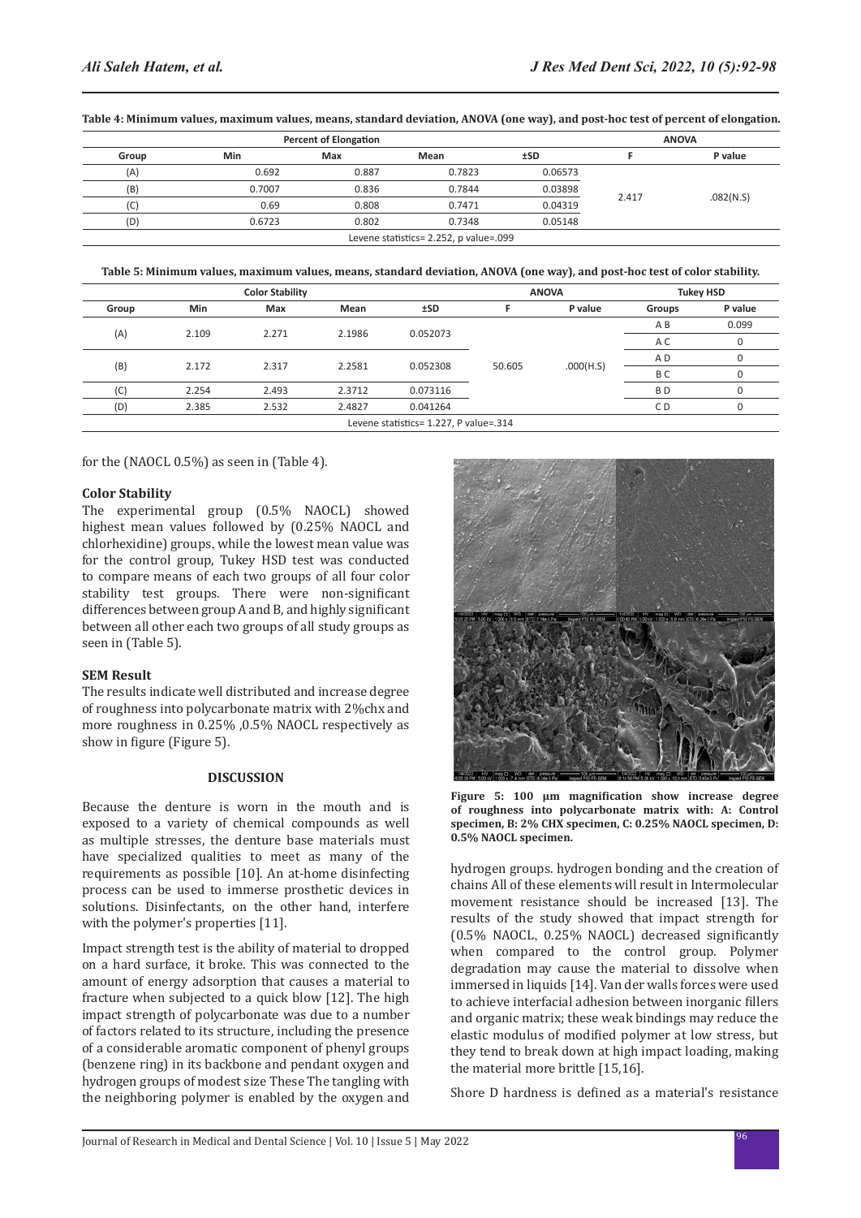**Table 4: Minimum values, maximum values, means, standard deviation, ANOVA (one way), and post-hoc test of percent of elongation.**

| Percent of Elongation | | | | | ANOVA | |
|---|---|---|---|---|---|---|
| Group | Min | Max | Mean | ±SD | F | P value |
| (A) | 0.692 | 0.887 | 0.7823 | 0.06573 | 2.417 | .082(N.S) |
| (B) | 0.7007 | 0.836 | 0.7844 | 0.03898 | | |
| (C) | 0.69 | 0.808 | 0.7471 | 0.04319 | | |
| (D) | 0.6723 | 0.802 | 0.7348 | 0.05148 | | |
| Levene statistics= 2.252, p value=.099 | | | | | | |

**Table 5: Minimum values, maximum values, means, standard deviation, ANOVA (one way), and post-hoc test of color stability.**

| Color Stability | | | | | ANOVA | | Tukey HSD | |
|---|---|---|---|---|---|---|---|---|
| Group | Min | Max | Mean | ±SD | F | P value | Groups | P value |
| (A) | 2.109 | 2.271 | 2.1986 | 0.052073 | 50.605 | .000(H.S) | A B | 0.099 |
| | | | | | | | A C | 0 |
| (B) | 2.172 | 2.317 | 2.2581 | 0.052308 | | | A D | 0 |
| | | | | | | | B C | 0 |
| (C) | 2.254 | 2.493 | 2.3712 | 0.073116 | | | B D | 0 |
| (D) | 2.385 | 2.532 | 2.4827 | 0.041264 | | | C D | 0 |
| Levene statistics= 1.227, P value=.314 | | | | | | | | |

for the (NAOCL 0.5%) as seen in (Table 4).

### Color Stability

The experimental group (0.5% NAOCL) showed highest mean values followed by (0.25% NAOCL and chlorhexidine) groups, while the lowest mean value was for the control group, Tukey HSD test was conducted to compare means of each two groups of all four color stability test groups. There were non-significant differences between group A and B, and highly significant between all other each two groups of all study groups as seen in (Table 5).

### SEM Result

The results indicate well distributed and increase degree of roughness into polycarbonate matrix with 2%chx and more roughness in 0.25% ,0.5% NAOCL respectively as show in figure (Figure 5).

**Figure 5: 100 µm magnification show increase degree of roughness into polycarbonate matrix with: A: Control specimen, B: 2% CHX specimen, C: 0.25% NAOCL specimen, D: 0.5% NAOCL specimen.**

## DISCUSSION

Because the denture is worn in the mouth and is exposed to a variety of chemical compounds as well as multiple stresses, the denture base materials must have specialized qualities to meet as many of the requirements as possible [10]. An at-home disinfecting process can be used to immerse prosthetic devices in solutions. Disinfectants, on the other hand, interfere with the polymer's properties [11].

Impact strength test is the ability of material to dropped on a hard surface, it broke. This was connected to the amount of energy adsorption that causes a material to fracture when subjected to a quick blow [12]. The high impact strength of polycarbonate was due to a number of factors related to its structure, including the presence of a considerable aromatic component of phenyl groups (benzene ring) in its backbone and pendant oxygen and hydrogen groups of modest size These The tangling with the neighboring polymer is enabled by the oxygen and hydrogen groups. hydrogen bonding and the creation of chains All of these elements will result in Intermolecular movement resistance should be increased [13]. The results of the study showed that impact strength for (0.5% NAOCL, 0.25% NAOCL) decreased significantly when compared to the control group. Polymer degradation may cause the material to dissolve when immersed in liquids [14]. Van der walls forces were used to achieve interfacial adhesion between inorganic fillers and organic matrix; these weak bindings may reduce the elastic modulus of modified polymer at low stress, but they tend to break down at high impact loading, making the material more brittle [15,16].

Shore D hardness is defined as a material's resistance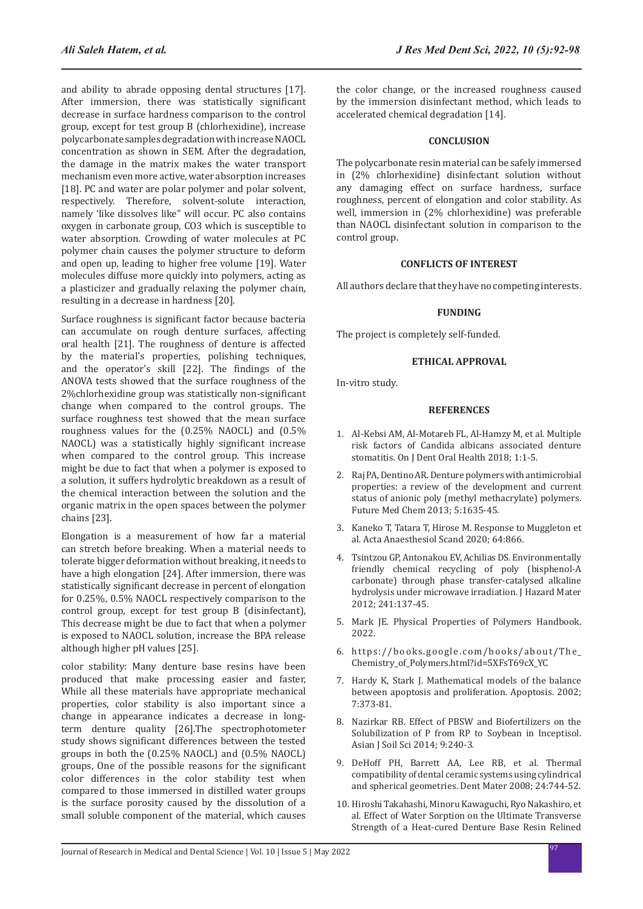and ability to abrade opposing dental structures [17]. After immersion, there was statistically significant decrease in surface hardness comparison to the control group, except for test group B (chlorhexidine), increase polycarbonate samples degradation with increase NAOCL concentration as shown in SEM. After the degradation, the damage in the matrix makes the water transport mechanism even more active, water absorption increases [18]. PC and water are polar polymer and polar solvent, respectively. Therefore, solvent-solute interaction, namely 'like dissolves like" will occur. PC also contains oxygen in carbonate group, CO3 which is susceptible to water absorption. Crowding of water molecules at PC polymer chain causes the polymer structure to deform and open up, leading to higher free volume [19]. Water molecules diffuse more quickly into polymers, acting as a plasticizer and gradually relaxing the polymer chain, resulting in a decrease in hardness [20].

Surface roughness is significant factor because bacteria can accumulate on rough denture surfaces, affecting oral health [21]. The roughness of denture is affected by the material's properties, polishing techniques, and the operator's skill [22]. The findings of the ANOVA tests showed that the surface roughness of the 2%chlorhexidine group was statistically non-significant change when compared to the control groups. The surface roughness test showed that the mean surface roughness values for the (0.25% NAOCL) and (0.5% NAOCL) was a statistically highly significant increase when compared to the control group. This increase might be due to fact that when a polymer is exposed to a solution, it suffers hydrolytic breakdown as a result of the chemical interaction between the solution and the organic matrix in the open spaces between the polymer chains [23].

Elongation is a measurement of how far a material can stretch before breaking. When a material needs to tolerate bigger deformation without breaking, it needs to have a high elongation [24]. After immersion, there was statistically significant decrease in percent of elongation for 0.25%, 0.5% NAOCL respectively comparison to the control group, except for test group B (disinfectant), This decrease might be due to fact that when a polymer is exposed to NAOCL solution, increase the BPA release although higher pH values [25].

color stability: Many denture base resins have been produced that make processing easier and faster, While all these materials have appropriate mechanical properties, color stability is also important since a change in appearance indicates a decrease in long-term denture quality [26].The spectrophotometer study shows significant differences between the tested groups in both the (0.25% NAOCL) and (0.5% NAOCL) groups, One of the possible reasons for the significant color differences in the color stability test when compared to those immersed in distilled water groups is the surface porosity caused by the dissolution of a small soluble component of the material, which causes the color change, or the increased roughness caused by the immersion disinfectant method, which leads to accelerated chemical degradation [14].

## CONCLUSION

The polycarbonate resin material can be safely immersed in (2% chlorhexidine) disinfectant solution without any damaging effect on surface hardness, surface roughness, percent of elongation and color stability. As well, immersion in (2% chlorhexidine) was preferable than NAOCL disinfectant solution in comparison to the control group.

## CONFLICTS OF INTEREST

All authors declare that they have no competing interests.

## FUNDING

The project is completely self-funded.

## ETHICAL APPROVAL

In-vitro study.

## REFERENCES

1. Al-Kebsi AM, Al-Motareb FL, Al-Hamzy M, et al. Multiple risk factors of Candida albicans associated denture stomatitis. On J Dent Oral Health 2018; 1:1-5.
2. Raj PA, Dentino AR. Denture polymers with antimicrobial properties: a review of the development and current status of anionic poly (methyl methacrylate) polymers. Future Med Chem 2013; 5:1635-45.
3. Kaneko T, Tatara T, Hirose M. Response to Muggleton et al. Acta Anaesthesiol Scand 2020; 64:866.
4. Tsintzou GP, Antonakou EV, Achilias DS. Environmentally friendly chemical recycling of poly (bisphenol-A carbonate) through phase transfer-catalysed alkaline hydrolysis under microwave irradiation. J Hazard Mater 2012; 241:137-45.
5. Mark JE. Physical Properties of Polymers Handbook. 2022.
6. https://books.google.com/books/about/The_Chemistry_of_Polymers.html?id=5XFsT69cX_YC
7. Hardy K, Stark J. Mathematical models of the balance between apoptosis and proliferation. Apoptosis. 2002; 7:373-81.
8. Nazirkar RB. Effect of PBSW and Biofertilizers on the Solubilization of P from RP to Soybean in Inceptisol. Asian J Soil Sci 2014; 9:240-3.
9. DeHoff PH, Barrett AA, Lee RB, et al. Thermal compatibility of dental ceramic systems using cylindrical and spherical geometries. Dent Mater 2008; 24:744-52.
10. Hiroshi Takahashi, Minoru Kawaguchi, Ryo Nakashiro, et al. Effect of Water Sorption on the Ultimate Transverse Strength of a Heat-cured Denture Base Resin Relined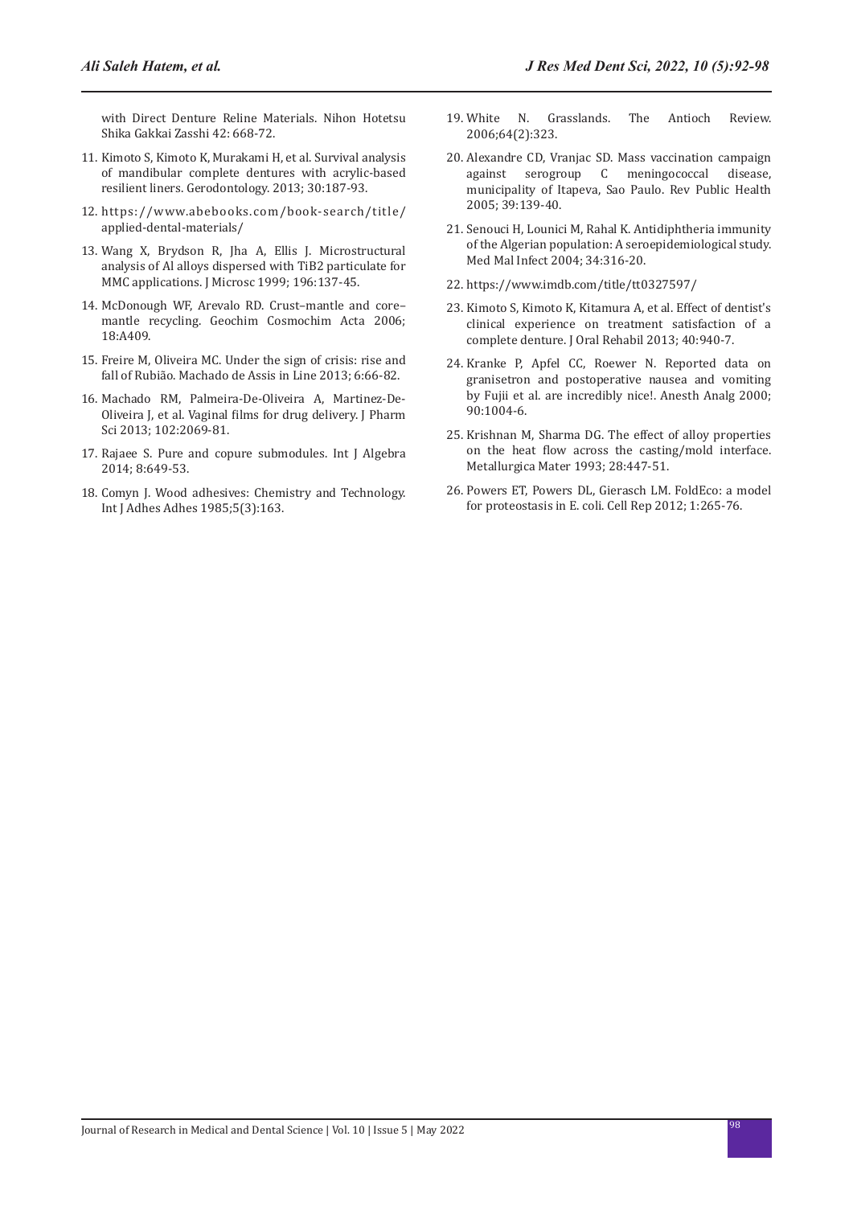with Direct Denture Reline Materials. Nihon Hotetsu Shika Gakkai Zasshi 42: 668-72.

11. Kimoto S, Kimoto K, Murakami H, et al. Survival analysis of mandibular complete dentures with acrylic-based resilient liners. Gerodontology. 2013; 30:187-93.
12. https://www.abebooks.com/book-search/title/applied-dental-materials/
13. Wang X, Brydson R, Jha A, Ellis J. Microstructural analysis of Al alloys dispersed with TiB2 particulate for MMC applications. J Microsc 1999; 196:137-45.
14. McDonough WF, Arevalo RD. Crust–mantle and core–mantle recycling. Geochim Cosmochim Acta 2006; 18:A409.
15. Freire M, Oliveira MC. Under the sign of crisis: rise and fall of Rubião. Machado de Assis in Line 2013; 6:66-82.
16. Machado RM, Palmeira-De-Oliveira A, Martinez-De-Oliveira J, et al. Vaginal films for drug delivery. J Pharm Sci 2013; 102:2069-81.
17. Rajaee S. Pure and copure submodules. Int J Algebra 2014; 8:649-53.
18. Comyn J. Wood adhesives: Chemistry and Technology. Int J Adhes Adhes 1985;5(3):163.
19. White N. Grasslands. The Antioch Review. 2006;64(2):323.
20. Alexandre CD, Vranjac SD. Mass vaccination campaign against serogroup C meningococcal disease, municipality of Itapeva, Sao Paulo. Rev Public Health 2005; 39:139-40.
21. Senouci H, Lounici M, Rahal K. Antidiphtheria immunity of the Algerian population: A seroepidemiological study. Med Mal Infect 2004; 34:316-20.
22. https://www.imdb.com/title/tt0327597/
23. Kimoto S, Kimoto K, Kitamura A, et al. Effect of dentist's clinical experience on treatment satisfaction of a complete denture. J Oral Rehabil 2013; 40:940-7.
24. Kranke P, Apfel CC, Roewer N. Reported data on granisetron and postoperative nausea and vomiting by Fujii et al. are incredibly nice!. Anesth Analg 2000; 90:1004-6.
25. Krishnan M, Sharma DG. The effect of alloy properties on the heat flow across the casting/mold interface. Metallurgica Mater 1993; 28:447-51.
26. Powers ET, Powers DL, Gierasch LM. FoldEco: a model for proteostasis in E. coli. Cell Rep 2012; 1:265-76.